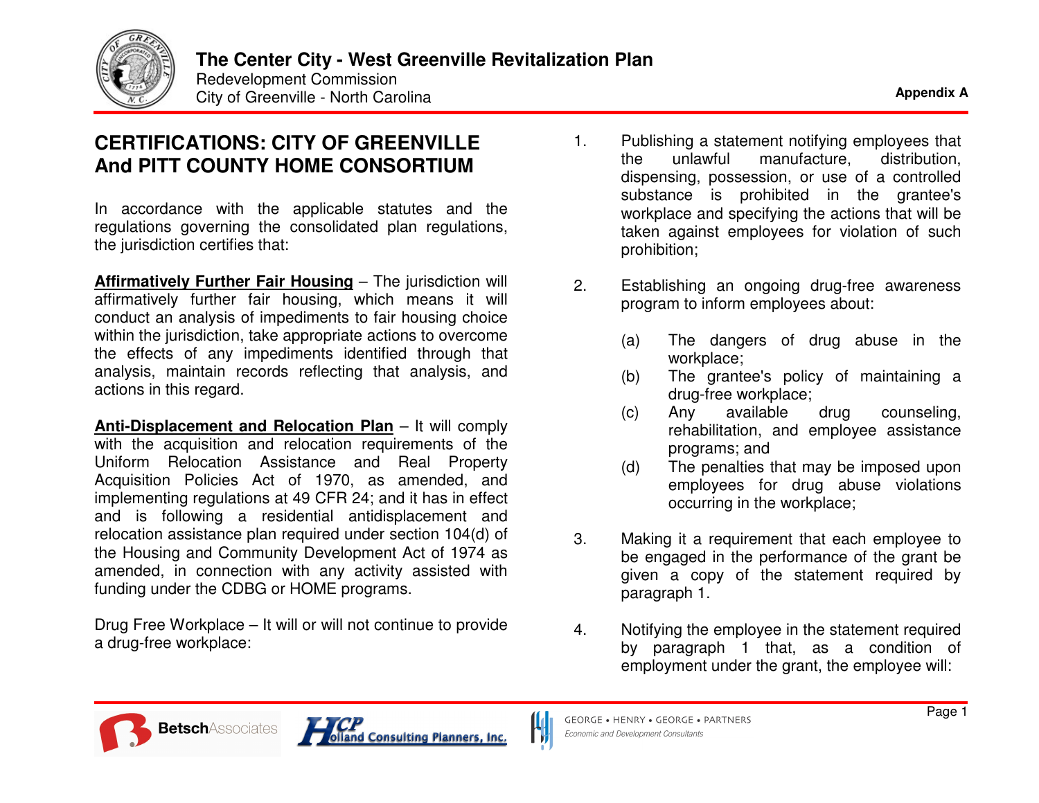## CERTIFICATIONS: CITY OF GREENVILLE And PITT COUNTY HOME CONSORTIUM

In accordance with the applicable statutes and the regulations governing the consolidated plan regulations, the jurisdiction certifies that:

**Affirmatively Further Fair Housing** – The jurisdiction will affirmatively further fair housing, which means it will conduct an analysis of impediments to fair housing choice within the jurisdiction, take appropriate actions to overcome the effects of any impediments identified through that analysis, maintain records reflecting that analysis, and actions in this regard.

**Anti-Displacement and Relocation Plan** – It will comply with the acquisition and relocation requirements of the Uniform Relocation Assistance and Real Property Acquisition Policies Act of 1970, as amended, and implementing regulations at 49 CFR 24; and it has in effect and is following a residential antidisplacement and relocation assistance plan required under section 104(d) of the Housing and Community Development Act of 1974 as amended, in connection with any activity assisted with funding under the CDBG or HOME programs.

Drug Free Workplace – It will or will not continue to provide a drug-free workplace:

1. Publishing a statement notifying employees that the unlawful manufacture, distribution, dispensing, possession, or use of a controlled substance is prohibited in the grantee's workplace and specifying the actions that will be taken against employees for violation of such prohibition;

2. Establishing an ongoing drug-free awareness program to inform employees about:

   (a) The dangers of drug abuse in the workplace;
   
   (b) The grantee's policy of maintaining a drug-free workplace;
   
   (c) Any available drug counseling, rehabilitation, and employee assistance programs; and
   
   (d) The penalties that may be imposed upon employees for drug abuse violations occurring in the workplace;

3. Making it a requirement that each employee to be engaged in the performance of the grant be given a copy of the statement required by paragraph 1.

4. Notifying the employee in the statement required by paragraph 1 that, as a condition of employment under the grant, the employee will: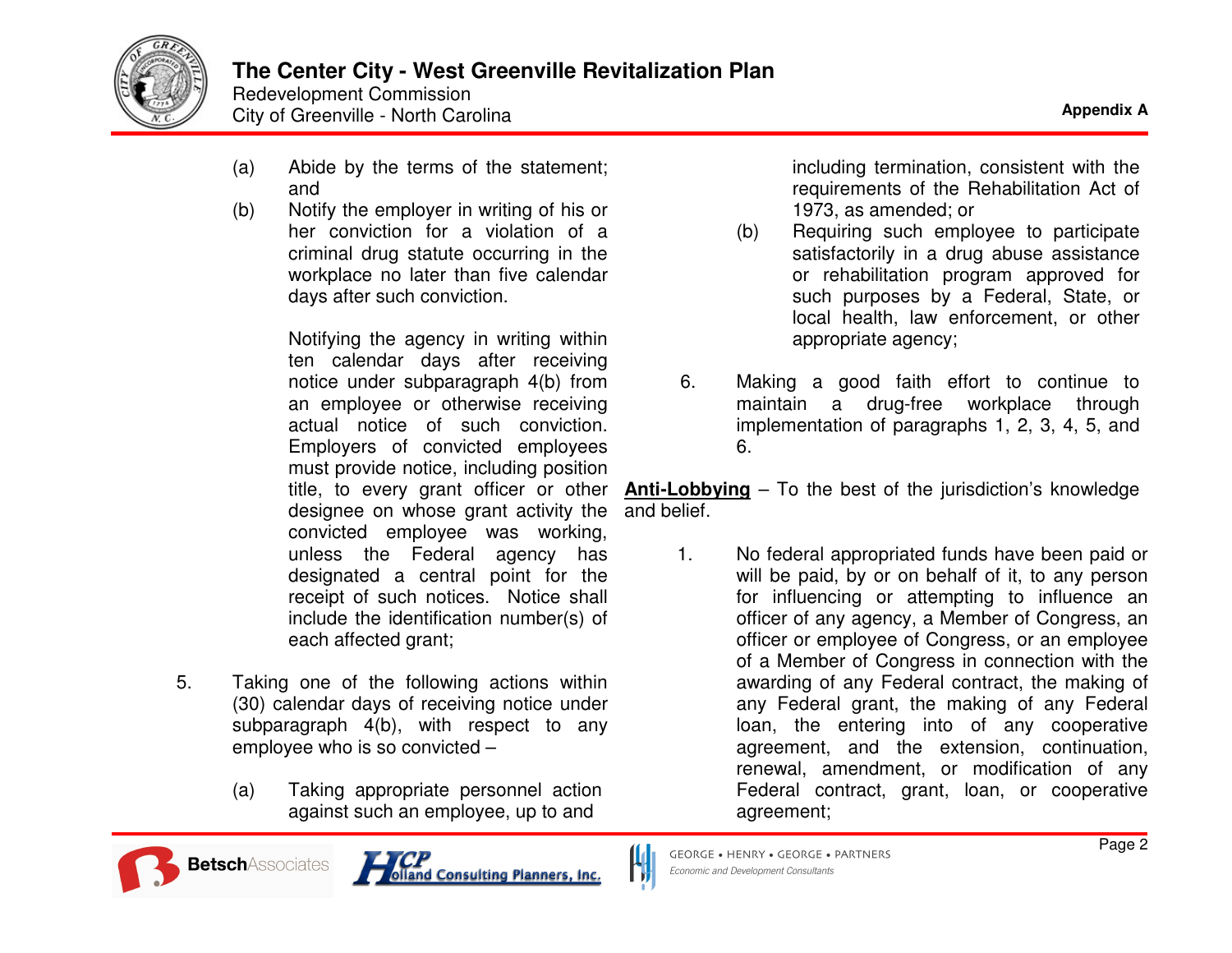(a) Abide by the terms of the statement; and

(b) Notify the employer in writing of his or her conviction for a violation of a criminal drug statute occurring in the workplace no later than five calendar days after such conviction.

Notifying the agency in writing within ten calendar days after receiving notice under subparagraph 4(b) from an employee or otherwise receiving actual notice of such conviction. Employers of convicted employees must provide notice, including position title, to every grant officer or other designee on whose grant activity the convicted employee was working, unless the Federal agency has designated a central point for the receipt of such notices. Notice shall include the identification number(s) of each affected grant;

5. Taking one of the following actions within (30) calendar days of receiving notice under subparagraph 4(b), with respect to any employee who is so convicted –

   (a) Taking appropriate personnel action against such an employee, up to and including termination, consistent with the requirements of the Rehabilitation Act of 1973, as amended; or

   (b) Requiring such employee to participate satisfactorily in a drug abuse assistance or rehabilitation program approved for such purposes by a Federal, State, or local health, law enforcement, or other appropriate agency;

6. Making a good faith effort to continue to maintain a drug-free workplace through implementation of paragraphs 1, 2, 3, 4, 5, and 6.

**Anti-Lobbying** – To the best of the jurisdiction's knowledge and belief.

1. No federal appropriated funds have been paid or will be paid, by or on behalf of it, to any person for influencing or attempting to influence an officer of any agency, a Member of Congress, an officer or employee of Congress, or an employee of a Member of Congress in connection with the awarding of any Federal contract, the making of any Federal grant, the making of any Federal loan, the entering into of any cooperative agreement, and the extension, continuation, renewal, amendment, or modification of any Federal contract, grant, loan, or cooperative agreement;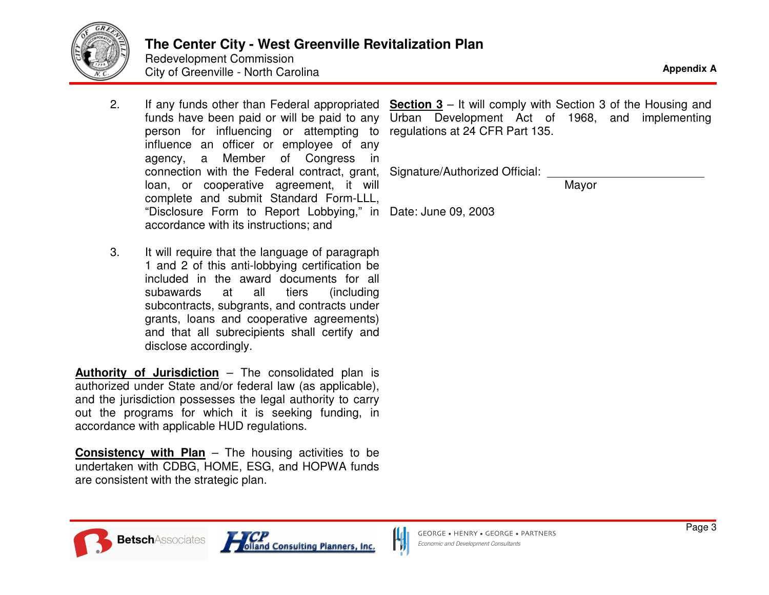2. If any funds other than Federal appropriated funds have been paid or will be paid to any person for influencing or attempting to influence an officer or employee of any agency, a Member of Congress in connection with the Federal contract, grant, loan, or cooperative agreement, it will complete and submit Standard Form-LLL, "Disclosure Form to Report Lobbying," in accordance with its instructions; and

3. It will require that the language of paragraph 1 and 2 of this anti-lobbying certification be included in the award documents for all subawards at all tiers (including subcontracts, subgrants, and contracts under grants, loans and cooperative agreements) and that all subrecipients shall certify and disclose accordingly.

**Authority of Jurisdiction** – The consolidated plan is authorized under State and/or federal law (as applicable), and the jurisdiction possesses the legal authority to carry out the programs for which it is seeking funding, in accordance with applicable HUD regulations.

**Consistency with Plan** – The housing activities to be undertaken with CDBG, HOME, ESG, and HOPWA funds are consistent with the strategic plan.

**Section 3** – It will comply with Section 3 of the Housing and Urban Development Act of 1968, and implementing regulations at 24 CFR Part 135.

Signature/Authorized Official: ______________________

Mayor

Date: June 09, 2003